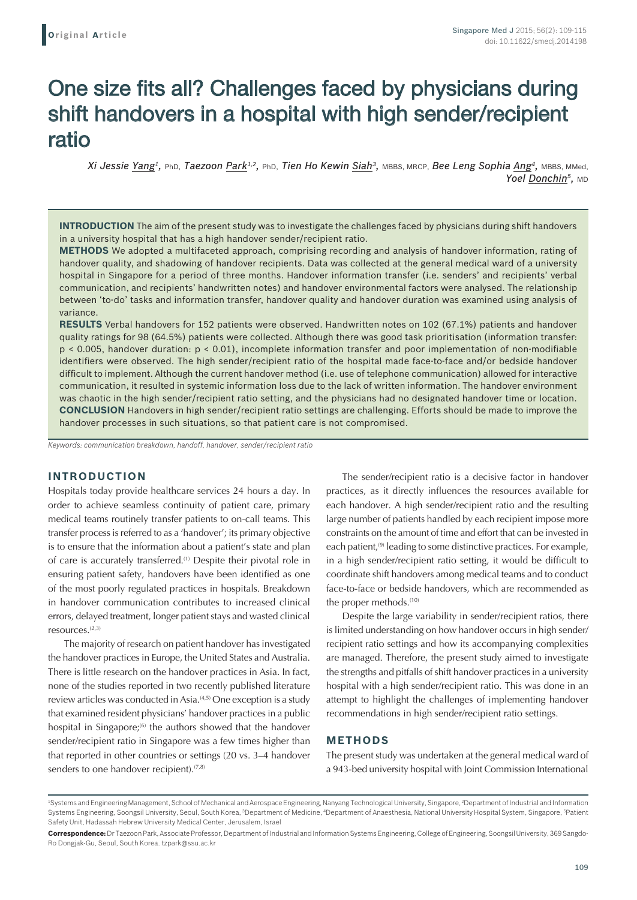Original Article

# One size fits all? Challenges faced by physicians during shift handovers in a hospital with high sender/recipient ratio

*Xi Jessie Yang*[1], PhD, *Taezoon Park*[1,2], PhD, *Tien Ho Kewin Siah*[3], MBBS, MRCP, *Bee Leng Sophia Ang*[4], MBBS, MMed, *Yoel Donchin*[5], MD

**INTRODUCTION** The aim of the present study was to investigate the challenges faced by physicians during shift handovers in a university hospital that has a high handover sender/recipient ratio.

**METHODS** We adopted a multifaceted approach, comprising recording and analysis of handover information, rating of handover quality, and shadowing of handover recipients. Data was collected at the general medical ward of a university hospital in Singapore for a period of three months. Handover information transfer (i.e. senders' and recipients' verbal communication, and recipients' handwritten notes) and handover environmental factors were analysed. The relationship between 'to-do' tasks and information transfer, handover quality and handover duration was examined using analysis of variance.

**RESULTS** Verbal handovers for 152 patients were observed. Handwritten notes on 102 (67.1%) patients and handover quality ratings for 98 (64.5%) patients were collected. Although there was good task prioritisation (information transfer: $p < 0.005$, handover duration: $p < 0.01$), incomplete information transfer and poor implementation of non-modifiable identifiers were observed. The high sender/recipient ratio of the hospital made face-to-face and/or bedside handover difficult to implement. Although the current handover method (i.e. use of telephone communication) allowed for interactive communication, it resulted in systemic information loss due to the lack of written information. The handover environment was chaotic in the high sender/recipient ratio setting, and the physicians had no designated handover time or location.

**CONCLUSION** Handovers in high sender/recipient ratio settings are challenging. Efforts should be made to improve the handover processes in such situations, so that patient care is not compromised.

*Keywords: communication breakdown, handoff, handover, sender/recipient ratio*

## INTRODUCTION

Hospitals today provide healthcare services 24 hours a day. In order to achieve seamless continuity of patient care, primary medical teams routinely transfer patients to on-call teams. This transfer process is referred to as a 'handover'; its primary objective is to ensure that the information about a patient's state and plan of care is accurately transferred.[1] Despite their pivotal role in ensuring patient safety, handovers have been identified as one of the most poorly regulated practices in hospitals. Breakdown in handover communication contributes to increased clinical errors, delayed treatment, longer patient stays and wasted clinical resources.[2,3]

The majority of research on patient handover has investigated the handover practices in Europe, the United States and Australia. There is little research on the handover practices in Asia. In fact, none of the studies reported in two recently published literature review articles was conducted in Asia.[4,5] One exception is a study that examined resident physicians' handover practices in a public hospital in Singapore;[6] the authors showed that the handover sender/recipient ratio in Singapore was a few times higher than that reported in other countries or settings (20 vs. 3–4 handover senders to one handover recipient).[7,8]

The sender/recipient ratio is a decisive factor in handover practices, as it directly influences the resources available for each handover. A high sender/recipient ratio and the resulting large number of patients handled by each recipient impose more constraints on the amount of time and effort that can be invested in each patient,[9] leading to some distinctive practices. For example, in a high sender/recipient ratio setting, it would be difficult to coordinate shift handovers among medical teams and to conduct face-to-face or bedside handovers, which are recommended as the proper methods.[10]

Despite the large variability in sender/recipient ratios, there is limited understanding on how handover occurs in high sender/recipient ratio settings and how its accompanying complexities are managed. Therefore, the present study aimed to investigate the strengths and pitfalls of shift handover practices in a university hospital with a high sender/recipient ratio. This was done in an attempt to highlight the challenges of implementing handover recommendations in high sender/recipient ratio settings.

## METHODS

The present study was undertaken at the general medical ward of a 943-bed university hospital with Joint Commission International

[1]Systems and Engineering Management, School of Mechanical and Aerospace Engineering, Nanyang Technological University, Singapore, [2]Department of Industrial and Information Systems Engineering, Soongsil University, Seoul, South Korea, [3]Department of Medicine, [4]Department of Anaesthesia, National University Hospital System, Singapore, [5]Patient Safety Unit, Hadassah Hebrew University Medical Center, Jerusalem, Israel

**Correspondence:** Dr Taezoon Park, Associate Professor, Department of Industrial and Information Systems Engineering, College of Engineering, Soongsil University, 369 Sangdo-Ro Dongjak-Gu, Seoul, South Korea. tzpark@ssu.ac.kr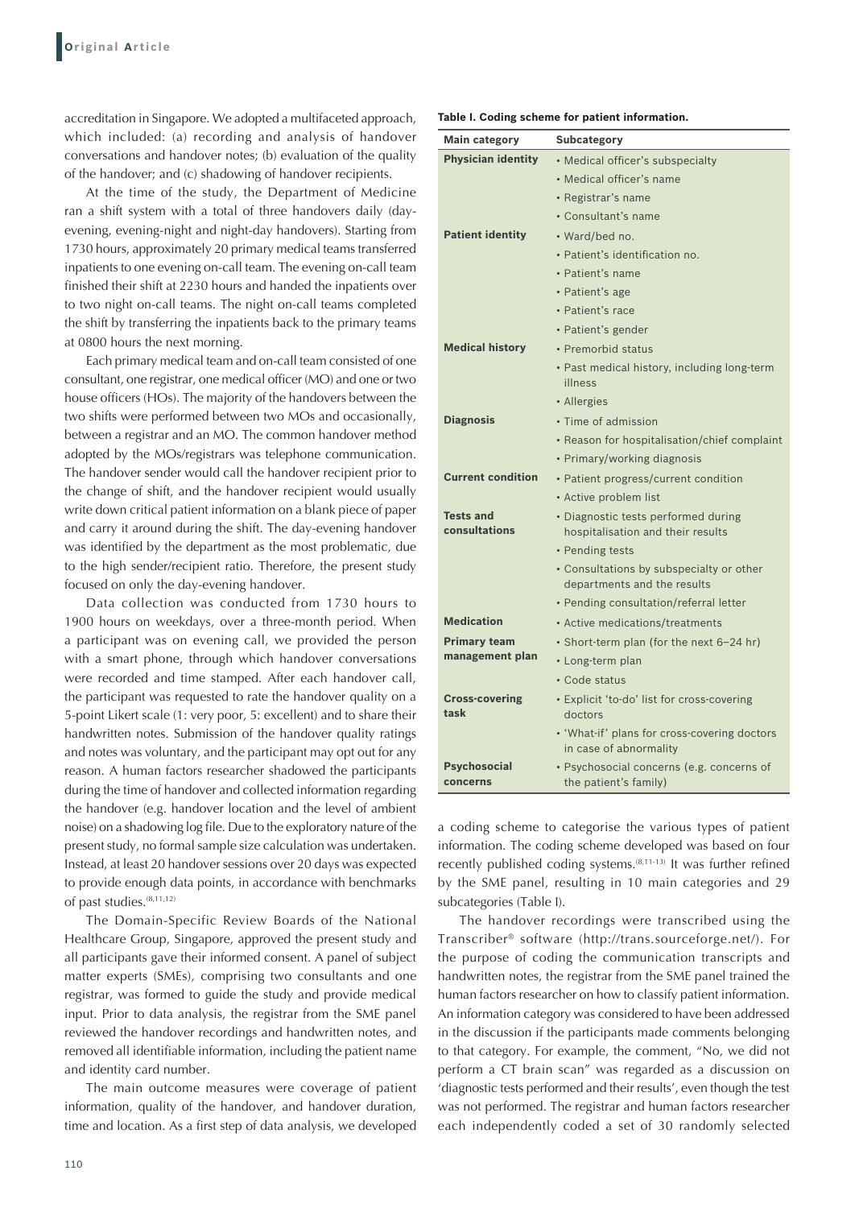accreditation in Singapore. We adopted a multifaceted approach, which included: (a) recording and analysis of handover conversations and handover notes; (b) evaluation of the quality of the handover; and (c) shadowing of handover recipients.

At the time of the study, the Department of Medicine ran a shift system with a total of three handovers daily (day-evening, evening-night and night-day handovers). Starting from 1730 hours, approximately 20 primary medical teams transferred inpatients to one evening on-call team. The evening on-call team finished their shift at 2230 hours and handed the inpatients over to two night on-call teams. The night on-call teams completed the shift by transferring the inpatients back to the primary teams at 0800 hours the next morning.

Each primary medical team and on-call team consisted of one consultant, one registrar, one medical officer (MO) and one or two house officers (HOs). The majority of the handovers between the two shifts were performed between two MOs and occasionally, between a registrar and an MO. The common handover method adopted by the MOs/registrars was telephone communication. The handover sender would call the handover recipient prior to the change of shift, and the handover recipient would usually write down critical patient information on a blank piece of paper and carry it around during the shift. The day-evening handover was identified by the department as the most problematic, due to the high sender/recipient ratio. Therefore, the present study focused on only the day-evening handover.

Data collection was conducted from 1730 hours to 1900 hours on weekdays, over a three-month period. When a participant was on evening call, we provided the person with a smart phone, through which handover conversations were recorded and time stamped. After each handover call, the participant was requested to rate the handover quality on a 5-point Likert scale (1: very poor, 5: excellent) and to share their handwritten notes. Submission of the handover quality ratings and notes was voluntary, and the participant may opt out for any reason. A human factors researcher shadowed the participants during the time of handover and collected information regarding the handover (e.g. handover location and the level of ambient noise) on a shadowing log file. Due to the exploratory nature of the present study, no formal sample size calculation was undertaken. Instead, at least 20 handover sessions over 20 days was expected to provide enough data points, in accordance with benchmarks of past studies.[8,11,12]

The Domain-Specific Review Boards of the National Healthcare Group, Singapore, approved the present study and all participants gave their informed consent. A panel of subject matter experts (SMEs), comprising two consultants and one registrar, was formed to guide the study and provide medical input. Prior to data analysis, the registrar from the SME panel reviewed the handover recordings and handwritten notes, and removed all identifiable information, including the patient name and identity card number.

The main outcome measures were coverage of patient information, quality of the handover, and handover duration, time and location. As a first step of data analysis, we developed a coding scheme to categorise the various types of patient information. The coding scheme developed was based on four recently published coding systems.[8,11-13] It was further refined by the SME panel, resulting in 10 main categories and 29 subcategories (Table I).

**Table I. Coding scheme for patient information.**

| Main category | Subcategory |
|---|---|
| **Physician identity** | • Medical officer's subspecialty |
| | • Medical officer's name |
| | • Registrar's name |
| | • Consultant's name |
| **Patient identity** | • Ward/bed no. |
| | • Patient's identification no. |
| | • Patient's name |
| | • Patient's age |
| | • Patient's race |
| | • Patient's gender |
| **Medical history** | • Premorbid status |
| | • Past medical history, including long-term illness |
| | • Allergies |
| **Diagnosis** | • Time of admission |
| | • Reason for hospitalisation/chief complaint |
| | • Primary/working diagnosis |
| **Current condition** | • Patient progress/current condition |
| | • Active problem list |
| **Tests and consultations** | • Diagnostic tests performed during hospitalisation and their results |
| | • Pending tests |
| | • Consultations by subspecialty or other departments and the results |
| | • Pending consultation/referral letter |
| **Medication** | • Active medications/treatments |
| **Primary team management plan** | • Short-term plan (for the next 6–24 hr) |
| | • Long-term plan |
| | • Code status |
| **Cross-covering task** | • Explicit 'to-do' list for cross-covering doctors |
| | • 'What-if' plans for cross-covering doctors in case of abnormality |
| **Psychosocial concerns** | • Psychosocial concerns (e.g. concerns of the patient's family) |

The handover recordings were transcribed using the Transcriber® software (http://trans.sourceforge.net/). For the purpose of coding the communication transcripts and handwritten notes, the registrar from the SME panel trained the human factors researcher on how to classify patient information. An information category was considered to have been addressed in the discussion if the participants made comments belonging to that category. For example, the comment, "No, we did not perform a CT brain scan" was regarded as a discussion on 'diagnostic tests performed and their results', even though the test was not performed. The registrar and human factors researcher each independently coded a set of 30 randomly selected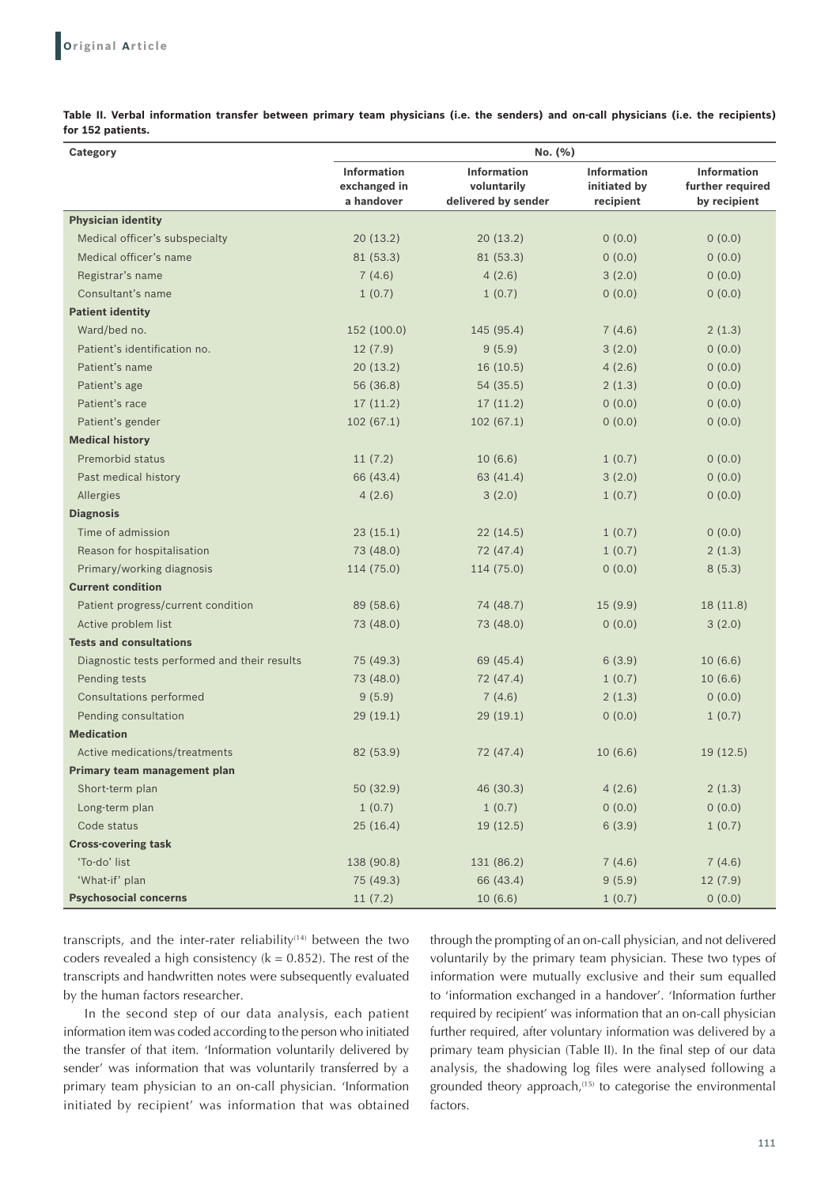**Table II. Verbal information transfer between primary team physicians (i.e. the senders) and on-call physicians (i.e. the recipients) for 152 patients.**

| Category | No. (%) | | | |
|---|---|---|---|---|
| | Information exchanged in a handover | Information voluntarily delivered by sender | Information initiated by recipient | Information further required by recipient |
| **Physician identity** | | | | |
| Medical officer's subspecialty | 20 (13.2) | 20 (13.2) | 0 (0.0) | 0 (0.0) |
| Medical officer's name | 81 (53.3) | 81 (53.3) | 0 (0.0) | 0 (0.0) |
| Registrar's name | 7 (4.6) | 4 (2.6) | 3 (2.0) | 0 (0.0) |
| Consultant's name | 1 (0.7) | 1 (0.7) | 0 (0.0) | 0 (0.0) |
| **Patient identity** | | | | |
| Ward/bed no. | 152 (100.0) | 145 (95.4) | 7 (4.6) | 2 (1.3) |
| Patient's identification no. | 12 (7.9) | 9 (5.9) | 3 (2.0) | 0 (0.0) |
| Patient's name | 20 (13.2) | 16 (10.5) | 4 (2.6) | 0 (0.0) |
| Patient's age | 56 (36.8) | 54 (35.5) | 2 (1.3) | 0 (0.0) |
| Patient's race | 17 (11.2) | 17 (11.2) | 0 (0.0) | 0 (0.0) |
| Patient's gender | 102 (67.1) | 102 (67.1) | 0 (0.0) | 0 (0.0) |
| **Medical history** | | | | |
| Premorbid status | 11 (7.2) | 10 (6.6) | 1 (0.7) | 0 (0.0) |
| Past medical history | 66 (43.4) | 63 (41.4) | 3 (2.0) | 0 (0.0) |
| Allergies | 4 (2.6) | 3 (2.0) | 1 (0.7) | 0 (0.0) |
| **Diagnosis** | | | | |
| Time of admission | 23 (15.1) | 22 (14.5) | 1 (0.7) | 0 (0.0) |
| Reason for hospitalisation | 73 (48.0) | 72 (47.4) | 1 (0.7) | 2 (1.3) |
| Primary/working diagnosis | 114 (75.0) | 114 (75.0) | 0 (0.0) | 8 (5.3) |
| **Current condition** | | | | |
| Patient progress/current condition | 89 (58.6) | 74 (48.7) | 15 (9.9) | 18 (11.8) |
| Active problem list | 73 (48.0) | 73 (48.0) | 0 (0.0) | 3 (2.0) |
| **Tests and consultations** | | | | |
| Diagnostic tests performed and their results | 75 (49.3) | 69 (45.4) | 6 (3.9) | 10 (6.6) |
| Pending tests | 73 (48.0) | 72 (47.4) | 1 (0.7) | 10 (6.6) |
| Consultations performed | 9 (5.9) | 7 (4.6) | 2 (1.3) | 0 (0.0) |
| Pending consultation | 29 (19.1) | 29 (19.1) | 0 (0.0) | 1 (0.7) |
| **Medication** | | | | |
| Active medications/treatments | 82 (53.9) | 72 (47.4) | 10 (6.6) | 19 (12.5) |
| **Primary team management plan** | | | | |
| Short-term plan | 50 (32.9) | 46 (30.3) | 4 (2.6) | 2 (1.3) |
| Long-term plan | 1 (0.7) | 1 (0.7) | 0 (0.0) | 0 (0.0) |
| Code status | 25 (16.4) | 19 (12.5) | 6 (3.9) | 1 (0.7) |
| **Cross-covering task** | | | | |
| 'To-do' list | 138 (90.8) | 131 (86.2) | 7 (4.6) | 7 (4.6) |
| 'What-if' plan | 75 (49.3) | 66 (43.4) | 9 (5.9) | 12 (7.9) |
| **Psychosocial concerns** | 11 (7.2) | 10 (6.6) | 1 (0.7) | 0 (0.0) |

transcripts, and the inter-rater reliability[14] between the two coders revealed a high consistency (k = 0.852). The rest of the transcripts and handwritten notes were subsequently evaluated by the human factors researcher.

In the second step of our data analysis, each patient information item was coded according to the person who initiated the transfer of that item. 'Information voluntarily delivered by sender' was information that was voluntarily transferred by a primary team physician to an on-call physician. 'Information initiated by recipient' was information that was obtained through the prompting of an on-call physician, and not delivered voluntarily by the primary team physician. These two types of information were mutually exclusive and their sum equalled to 'information exchanged in a handover'. 'Information further required by recipient' was information that an on-call physician further required, after voluntary information was delivered by a primary team physician (Table II). In the final step of our data analysis, the shadowing log files were analysed following a grounded theory approach,[15] to categorise the environmental factors.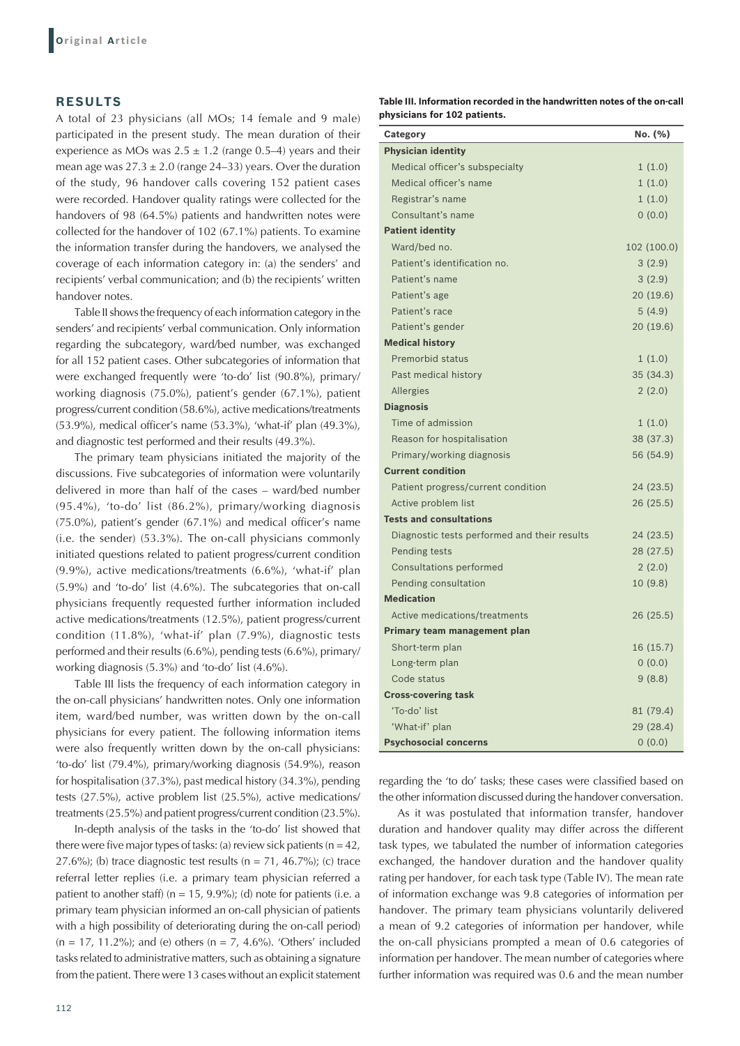## RESULTS

A total of 23 physicians (all MOs; 14 female and 9 male) participated in the present study. The mean duration of their experience as MOs was 2.5 ± 1.2 (range 0.5–4) years and their mean age was 27.3 ± 2.0 (range 24–33) years. Over the duration of the study, 96 handover calls covering 152 patient cases were recorded. Handover quality ratings were collected for the handovers of 98 (64.5%) patients and handwritten notes were collected for the handover of 102 (67.1%) patients. To examine the information transfer during the handovers, we analysed the coverage of each information category in: (a) the senders' and recipients' verbal communication; and (b) the recipients' written handover notes.

Table II shows the frequency of each information category in the senders' and recipients' verbal communication. Only information regarding the subcategory, ward/bed number, was exchanged for all 152 patient cases. Other subcategories of information that were exchanged frequently were 'to-do' list (90.8%), primary/working diagnosis (75.0%), patient's gender (67.1%), patient progress/current condition (58.6%), active medications/treatments (53.9%), medical officer's name (53.3%), 'what-if' plan (49.3%), and diagnostic test performed and their results (49.3%).

The primary team physicians initiated the majority of the discussions. Five subcategories of information were voluntarily delivered in more than half of the cases – ward/bed number (95.4%), 'to-do' list (86.2%), primary/working diagnosis (75.0%), patient's gender (67.1%) and medical officer's name (i.e. the sender) (53.3%). The on-call physicians commonly initiated questions related to patient progress/current condition (9.9%), active medications/treatments (6.6%), 'what-if' plan (5.9%) and 'to-do' list (4.6%). The subcategories that on-call physicians frequently requested further information included active medications/treatments (12.5%), patient progress/current condition (11.8%), 'what-if' plan (7.9%), diagnostic tests performed and their results (6.6%), pending tests (6.6%), primary/working diagnosis (5.3%) and 'to-do' list (4.6%).

Table III lists the frequency of each information category in the on-call physicians' handwritten notes. Only one information item, ward/bed number, was written down by the on-call physicians for every patient. The following information items were also frequently written down by the on-call physicians: 'to-do' list (79.4%), primary/working diagnosis (54.9%), reason for hospitalisation (37.3%), past medical history (34.3%), pending tests (27.5%), active problem list (25.5%), active medications/treatments (25.5%) and patient progress/current condition (23.5%).

In-depth analysis of the tasks in the 'to-do' list showed that there were five major types of tasks: (a) review sick patients (n = 42, 27.6%); (b) trace diagnostic test results (n = 71, 46.7%); (c) trace referral letter replies (i.e. a primary team physician referred a patient to another staff) (n = 15, 9.9%); (d) note for patients (i.e. a primary team physician informed an on-call physician of patients with a high possibility of deteriorating during the on-call period) (n = 17, 11.2%); and (e) others (n = 7, 4.6%). 'Others' included tasks related to administrative matters, such as obtaining a signature from the patient. There were 13 cases without an explicit statement regarding the 'to do' tasks; these cases were classified based on the other information discussed during the handover conversation.

**Table III. Information recorded in the handwritten notes of the on-call physicians for 102 patients.**

| Category | No. (%) |
|---|---|
| **Physician identity** | |
| Medical officer's subspecialty | 1 (1.0) |
| Medical officer's name | 1 (1.0) |
| Registrar's name | 1 (1.0) |
| Consultant's name | 0 (0.0) |
| **Patient identity** | |
| Ward/bed no. | 102 (100.0) |
| Patient's identification no. | 3 (2.9) |
| Patient's name | 3 (2.9) |
| Patient's age | 20 (19.6) |
| Patient's race | 5 (4.9) |
| Patient's gender | 20 (19.6) |
| **Medical history** | |
| Premorbid status | 1 (1.0) |
| Past medical history | 35 (34.3) |
| Allergies | 2 (2.0) |
| **Diagnosis** | |
| Time of admission | 1 (1.0) |
| Reason for hospitalisation | 38 (37.3) |
| Primary/working diagnosis | 56 (54.9) |
| **Current condition** | |
| Patient progress/current condition | 24 (23.5) |
| Active problem list | 26 (25.5) |
| **Tests and consultations** | |
| Diagnostic tests performed and their results | 24 (23.5) |
| Pending tests | 28 (27.5) |
| Consultations performed | 2 (2.0) |
| Pending consultation | 10 (9.8) |
| **Medication** | |
| Active medications/treatments | 26 (25.5) |
| **Primary team management plan** | |
| Short-term plan | 16 (15.7) |
| Long-term plan | 0 (0.0) |
| Code status | 9 (8.8) |
| **Cross-covering task** | |
| 'To-do' list | 81 (79.4) |
| 'What-if' plan | 29 (28.4) |
| **Psychosocial concerns** | 0 (0.0) |

As it was postulated that information transfer, handover duration and handover quality may differ across the different task types, we tabulated the number of information categories exchanged, the handover duration and the handover quality rating per handover, for each task type (Table IV). The mean rate of information exchange was 9.8 categories of information per handover. The primary team physicians voluntarily delivered a mean of 9.2 categories of information per handover, while the on-call physicians prompted a mean of 0.6 categories of information per handover. The mean number of categories where further information was required was 0.6 and the mean number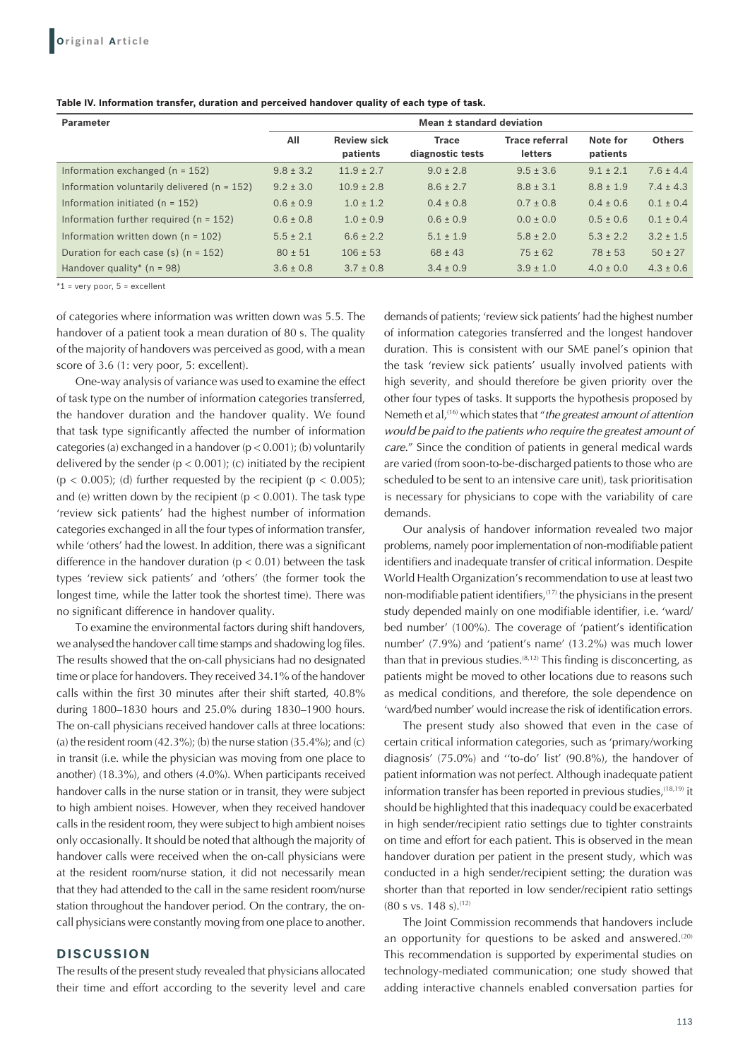**Table IV. Information transfer, duration and perceived handover quality of each type of task.**

| Parameter | Mean ± standard deviation | | | | | |
|---|---|---|---|---|---|---|
| | All | Review sick patients | Trace diagnostic tests | Trace referral letters | Note for patients | Others |
| Information exchanged (n = 152) | 9.8 ± 3.2 | 11.9 ± 2.7 | 9.0 ± 2.8 | 9.5 ± 3.6 | 9.1 ± 2.1 | 7.6 ± 4.4 |
| Information voluntarily delivered (n = 152) | 9.2 ± 3.0 | 10.9 ± 2.8 | 8.6 ± 2.7 | 8.8 ± 3.1 | 8.8 ± 1.9 | 7.4 ± 4.3 |
| Information initiated (n = 152) | 0.6 ± 0.9 | 1.0 ± 1.2 | 0.4 ± 0.8 | 0.7 ± 0.8 | 0.4 ± 0.6 | 0.1 ± 0.4 |
| Information further required (n = 152) | 0.6 ± 0.8 | 1.0 ± 0.9 | 0.6 ± 0.9 | 0.0 ± 0.0 | 0.5 ± 0.6 | 0.1 ± 0.4 |
| Information written down (n = 102) | 5.5 ± 2.1 | 6.6 ± 2.2 | 5.1 ± 1.9 | 5.8 ± 2.0 | 5.3 ± 2.2 | 3.2 ± 1.5 |
| Duration for each case (s) (n = 152) | 80 ± 51 | 106 ± 53 | 68 ± 43 | 75 ± 62 | 78 ± 53 | 50 ± 27 |
| Handover quality* (n = 98) | 3.6 ± 0.8 | 3.7 ± 0.8 | 3.4 ± 0.9 | 3.9 ± 1.0 | 4.0 ± 0.0 | 4.3 ± 0.6 |

*1 = very poor, 5 = excellent

of categories where information was written down was 5.5. The handover of a patient took a mean duration of 80 s. The quality of the majority of handovers was perceived as good, with a mean score of 3.6 (1: very poor, 5: excellent).

One-way analysis of variance was used to examine the effect of task type on the number of information categories transferred, the handover duration and the handover quality. We found that task type significantly affected the number of information categories (a) exchanged in a handover ($p < 0.001$); (b) voluntarily delivered by the sender ($p < 0.001$); (c) initiated by the recipient ($p < 0.005$); (d) further requested by the recipient ($p < 0.005$); and (e) written down by the recipient ($p < 0.001$). The task type 'review sick patients' had the highest number of information categories exchanged in all the four types of information transfer, while 'others' had the lowest. In addition, there was a significant difference in the handover duration ($p < 0.01$) between the task types 'review sick patients' and 'others' (the former took the longest time, while the latter took the shortest time). There was no significant difference in handover quality.

To examine the environmental factors during shift handovers, we analysed the handover call time stamps and shadowing log files. The results showed that the on-call physicians had no designated time or place for handovers. They received 34.1% of the handover calls within the first 30 minutes after their shift started, 40.8% during 1800–1830 hours and 25.0% during 1830–1900 hours. The on-call physicians received handover calls at three locations: (a) the resident room (42.3%); (b) the nurse station (35.4%); and (c) in transit (i.e. while the physician was moving from one place to another) (18.3%), and others (4.0%). When participants received handover calls in the nurse station or in transit, they were subject to high ambient noises. However, when they received handover calls in the resident room, they were subject to high ambient noises only occasionally. It should be noted that although the majority of handover calls were received when the on-call physicians were at the resident room/nurse station, it did not necessarily mean that they had attended to the call in the same resident room/nurse station throughout the handover period. On the contrary, the on-call physicians were constantly moving from one place to another.

## DISCUSSION

The results of the present study revealed that physicians allocated their time and effort according to the severity level and care demands of patients; 'review sick patients' had the highest number of information categories transferred and the longest handover duration. This is consistent with our SME panel's opinion that the task 'review sick patients' usually involved patients with high severity, and should therefore be given priority over the other four types of tasks. It supports the hypothesis proposed by Nemeth et al,[16] which states that "*the greatest amount of attention would be paid to the patients who require the greatest amount of care*." Since the condition of patients in general medical wards are varied (from soon-to-be-discharged patients to those who are scheduled to be sent to an intensive care unit), task prioritisation is necessary for physicians to cope with the variability of care demands.

Our analysis of handover information revealed two major problems, namely poor implementation of non-modifiable patient identifiers and inadequate transfer of critical information. Despite World Health Organization's recommendation to use at least two non-modifiable patient identifiers,[17] the physicians in the present study depended mainly on one modifiable identifier, i.e. 'ward/bed number' (100%). The coverage of 'patient's identification number' (7.9%) and 'patient's name' (13.2%) was much lower than that in previous studies.[8,12] This finding is disconcerting, as patients might be moved to other locations due to reasons such as medical conditions, and therefore, the sole dependence on 'ward/bed number' would increase the risk of identification errors.

The present study also showed that even in the case of certain critical information categories, such as 'primary/working diagnosis' (75.0%) and ''to-do' list' (90.8%), the handover of patient information was not perfect. Although inadequate patient information transfer has been reported in previous studies,[18,19] it should be highlighted that this inadequacy could be exacerbated in high sender/recipient ratio settings due to tighter constraints on time and effort for each patient. This is observed in the mean handover duration per patient in the present study, which was conducted in a high sender/recipient setting; the duration was shorter than that reported in low sender/recipient ratio settings (80 s vs. 148 s).[12]

The Joint Commission recommends that handovers include an opportunity for questions to be asked and answered.[20] This recommendation is supported by experimental studies on technology-mediated communication; one study showed that adding interactive channels enabled conversation parties for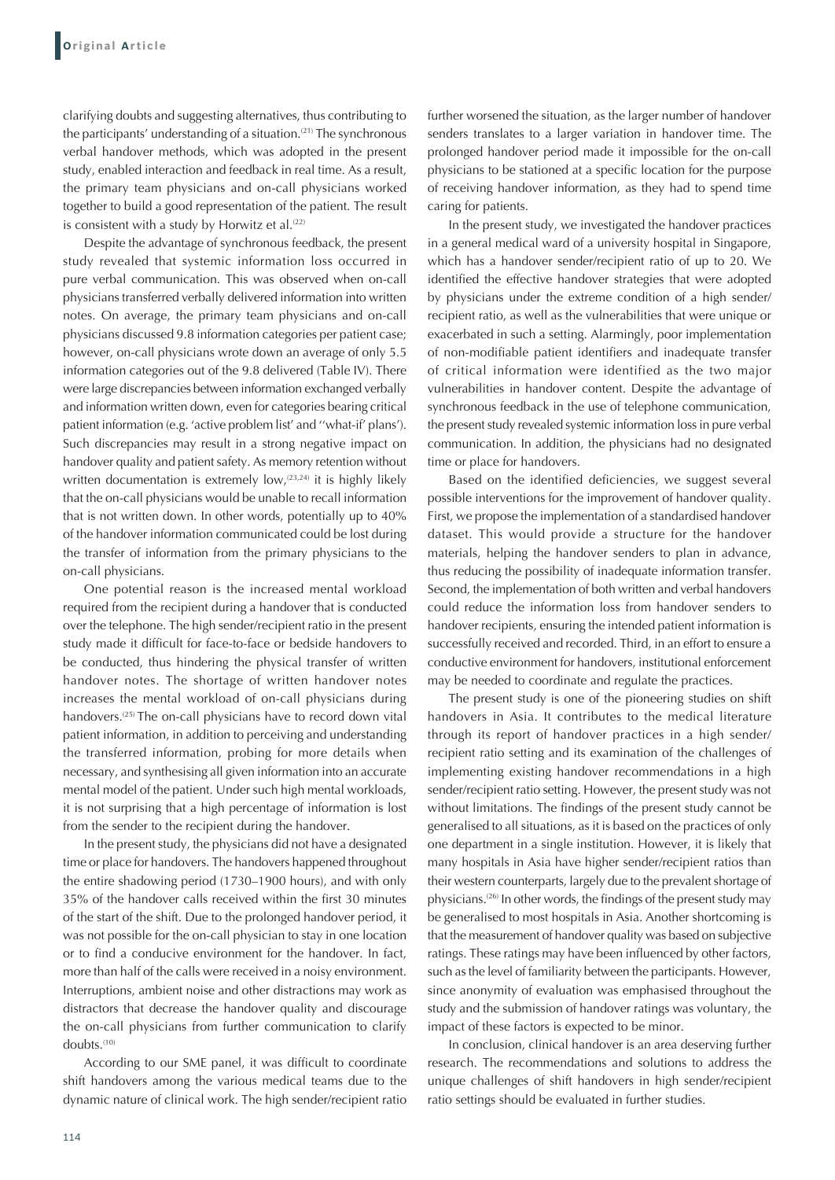clarifying doubts and suggesting alternatives, thus contributing to the participants' understanding of a situation.[21] The synchronous verbal handover methods, which was adopted in the present study, enabled interaction and feedback in real time. As a result, the primary team physicians and on-call physicians worked together to build a good representation of the patient. The result is consistent with a study by Horwitz et al.[22]

Despite the advantage of synchronous feedback, the present study revealed that systemic information loss occurred in pure verbal communication. This was observed when on-call physicians transferred verbally delivered information into written notes. On average, the primary team physicians and on-call physicians discussed 9.8 information categories per patient case; however, on-call physicians wrote down an average of only 5.5 information categories out of the 9.8 delivered (Table IV). There were large discrepancies between information exchanged verbally and information written down, even for categories bearing critical patient information (e.g. 'active problem list' and ''what-if' plans'). Such discrepancies may result in a strong negative impact on handover quality and patient safety. As memory retention without written documentation is extremely low,[23,24] it is highly likely that the on-call physicians would be unable to recall information that is not written down. In other words, potentially up to 40% of the handover information communicated could be lost during the transfer of information from the primary physicians to the on-call physicians.

One potential reason is the increased mental workload required from the recipient during a handover that is conducted over the telephone. The high sender/recipient ratio in the present study made it difficult for face-to-face or bedside handovers to be conducted, thus hindering the physical transfer of written handover notes. The shortage of written handover notes increases the mental workload of on-call physicians during handovers.[25] The on-call physicians have to record down vital patient information, in addition to perceiving and understanding the transferred information, probing for more details when necessary, and synthesising all given information into an accurate mental model of the patient. Under such high mental workloads, it is not surprising that a high percentage of information is lost from the sender to the recipient during the handover.

In the present study, the physicians did not have a designated time or place for handovers. The handovers happened throughout the entire shadowing period (1730–1900 hours), and with only 35% of the handover calls received within the first 30 minutes of the start of the shift. Due to the prolonged handover period, it was not possible for the on-call physician to stay in one location or to find a conducive environment for the handover. In fact, more than half of the calls were received in a noisy environment. Interruptions, ambient noise and other distractions may work as distractors that decrease the handover quality and discourage the on-call physicians from further communication to clarify doubts.[10]

According to our SME panel, it was difficult to coordinate shift handovers among the various medical teams due to the dynamic nature of clinical work. The high sender/recipient ratio further worsened the situation, as the larger number of handover senders translates to a larger variation in handover time. The prolonged handover period made it impossible for the on-call physicians to be stationed at a specific location for the purpose of receiving handover information, as they had to spend time caring for patients.

In the present study, we investigated the handover practices in a general medical ward of a university hospital in Singapore, which has a handover sender/recipient ratio of up to 20. We identified the effective handover strategies that were adopted by physicians under the extreme condition of a high sender/recipient ratio, as well as the vulnerabilities that were unique or exacerbated in such a setting. Alarmingly, poor implementation of non-modifiable patient identifiers and inadequate transfer of critical information were identified as the two major vulnerabilities in handover content. Despite the advantage of synchronous feedback in the use of telephone communication, the present study revealed systemic information loss in pure verbal communication. In addition, the physicians had no designated time or place for handovers.

Based on the identified deficiencies, we suggest several possible interventions for the improvement of handover quality. First, we propose the implementation of a standardised handover dataset. This would provide a structure for the handover materials, helping the handover senders to plan in advance, thus reducing the possibility of inadequate information transfer. Second, the implementation of both written and verbal handovers could reduce the information loss from handover senders to handover recipients, ensuring the intended patient information is successfully received and recorded. Third, in an effort to ensure a conductive environment for handovers, institutional enforcement may be needed to coordinate and regulate the practices.

The present study is one of the pioneering studies on shift handovers in Asia. It contributes to the medical literature through its report of handover practices in a high sender/recipient ratio setting and its examination of the challenges of implementing existing handover recommendations in a high sender/recipient ratio setting. However, the present study was not without limitations. The findings of the present study cannot be generalised to all situations, as it is based on the practices of only one department in a single institution. However, it is likely that many hospitals in Asia have higher sender/recipient ratios than their western counterparts, largely due to the prevalent shortage of physicians.[26] In other words, the findings of the present study may be generalised to most hospitals in Asia. Another shortcoming is that the measurement of handover quality was based on subjective ratings. These ratings may have been influenced by other factors, such as the level of familiarity between the participants. However, since anonymity of evaluation was emphasised throughout the study and the submission of handover ratings was voluntary, the impact of these factors is expected to be minor.

In conclusion, clinical handover is an area deserving further research. The recommendations and solutions to address the unique challenges of shift handovers in high sender/recipient ratio settings should be evaluated in further studies.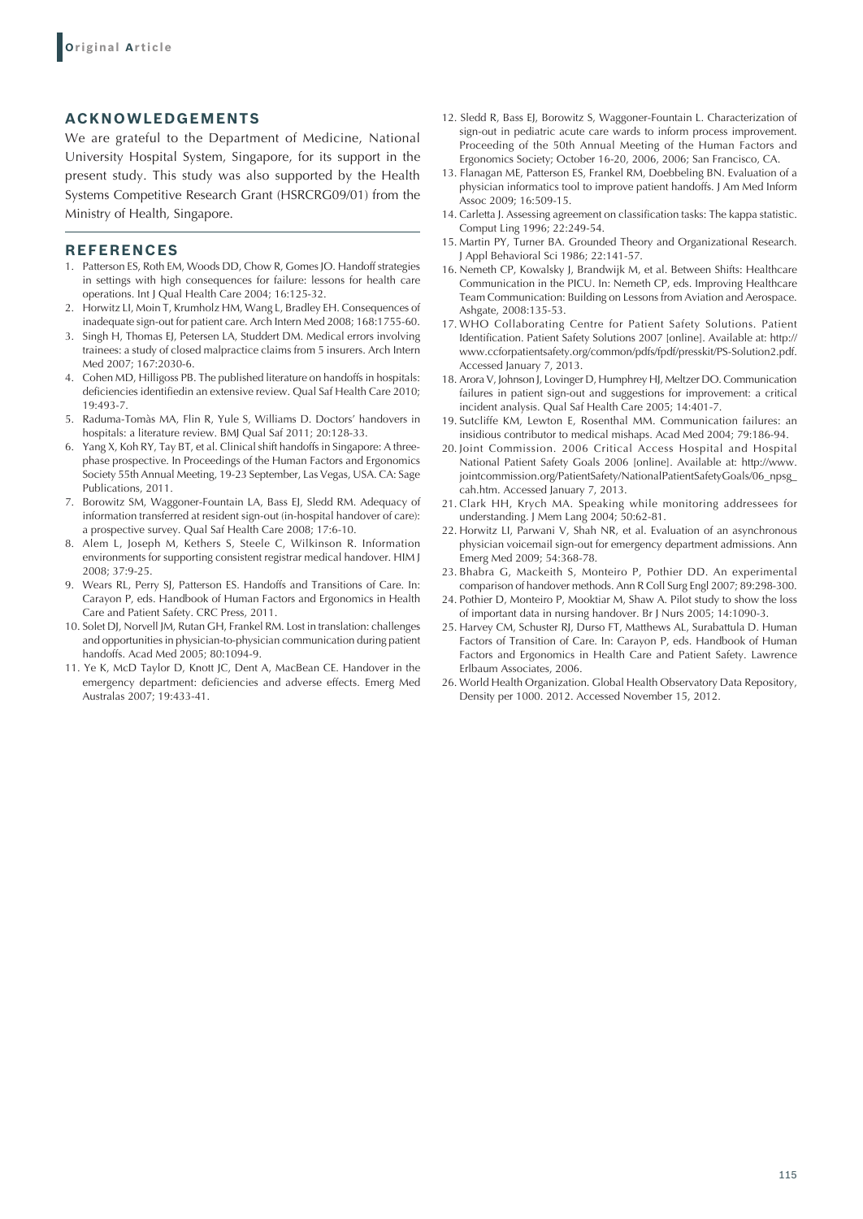## ACKNOWLEDGEMENTS

We are grateful to the Department of Medicine, National University Hospital System, Singapore, for its support in the present study. This study was also supported by the Health Systems Competitive Research Grant (HSRCRG09/01) from the Ministry of Health, Singapore.

## REFERENCES

1. Patterson ES, Roth EM, Woods DD, Chow R, Gomes JO. Handoff strategies in settings with high consequences for failure: lessons for health care operations. Int J Qual Health Care 2004; 16:125-32.
2. Horwitz LI, Moin T, Krumholz HM, Wang L, Bradley EH. Consequences of inadequate sign-out for patient care. Arch Intern Med 2008; 168:1755-60.
3. Singh H, Thomas EJ, Petersen LA, Studdert DM. Medical errors involving trainees: a study of closed malpractice claims from 5 insurers. Arch Intern Med 2007; 167:2030-6.
4. Cohen MD, Hilligoss PB. The published literature on handoffs in hospitals: deficiencies identifiedin an extensive review. Qual Saf Health Care 2010; 19:493-7.
5. Raduma-Tomàs MA, Flin R, Yule S, Williams D. Doctors' handovers in hospitals: a literature review. BMJ Qual Saf 2011; 20:128-33.
6. Yang X, Koh RY, Tay BT, et al. Clinical shift handoffs in Singapore: A three-phase prospective. In Proceedings of the Human Factors and Ergonomics Society 55th Annual Meeting, 19-23 September, Las Vegas, USA. CA: Sage Publications, 2011.
7. Borowitz SM, Waggoner-Fountain LA, Bass EJ, Sledd RM. Adequacy of information transferred at resident sign-out (in-hospital handover of care): a prospective survey. Qual Saf Health Care 2008; 17:6-10.
8. Alem L, Joseph M, Kethers S, Steele C, Wilkinson R. Information environments for supporting consistent registrar medical handover. HIM J 2008; 37:9-25.
9. Wears RL, Perry SJ, Patterson ES. Handoffs and Transitions of Care. In: Carayon P, eds. Handbook of Human Factors and Ergonomics in Health Care and Patient Safety. CRC Press, 2011.
10. Solet DJ, Norvell JM, Rutan GH, Frankel RM. Lost in translation: challenges and opportunities in physician-to-physician communication during patient handoffs. Acad Med 2005; 80:1094-9.
11. Ye K, McD Taylor D, Knott JC, Dent A, MacBean CE. Handover in the emergency department: deficiencies and adverse effects. Emerg Med Australas 2007; 19:433-41.
12. Sledd R, Bass EJ, Borowitz S, Waggoner-Fountain L. Characterization of sign-out in pediatric acute care wards to inform process improvement. Proceeding of the 50th Annual Meeting of the Human Factors and Ergonomics Society; October 16-20, 2006, 2006; San Francisco, CA.
13. Flanagan ME, Patterson ES, Frankel RM, Doebbeling BN. Evaluation of a physician informatics tool to improve patient handoffs. J Am Med Inform Assoc 2009; 16:509-15.
14. Carletta J. Assessing agreement on classification tasks: The kappa statistic. Comput Ling 1996; 22:249-54.
15. Martin PY, Turner BA. Grounded Theory and Organizational Research. J Appl Behavioral Sci 1986; 22:141-57.
16. Nemeth CP, Kowalsky J, Brandwijk M, et al. Between Shifts: Healthcare Communication in the PICU. In: Nemeth CP, eds. Improving Healthcare Team Communication: Building on Lessons from Aviation and Aerospace. Ashgate, 2008:135-53.
17. WHO Collaborating Centre for Patient Safety Solutions. Patient Identification. Patient Safety Solutions 2007 [online]. Available at: http://www.ccforpatientsafety.org/common/pdfs/fpdf/presskit/PS-Solution2.pdf. Accessed January 7, 2013.
18. Arora V, Johnson J, Lovinger D, Humphrey HJ, Meltzer DO. Communication failures in patient sign-out and suggestions for improvement: a critical incident analysis. Qual Saf Health Care 2005; 14:401-7.
19. Sutcliffe KM, Lewton E, Rosenthal MM. Communication failures: an insidious contributor to medical mishaps. Acad Med 2004; 79:186-94.
20. Joint Commission. 2006 Critical Access Hospital and Hospital National Patient Safety Goals 2006 [online]. Available at: http://www.jointcommission.org/PatientSafety/NationalPatientSafetyGoals/06_npsg_cah.htm. Accessed January 7, 2013.
21. Clark HH, Krych MA. Speaking while monitoring addressees for understanding. J Mem Lang 2004; 50:62-81.
22. Horwitz LI, Parwani V, Shah NR, et al. Evaluation of an asynchronous physician voicemail sign-out for emergency department admissions. Ann Emerg Med 2009; 54:368-78.
23. Bhabra G, Mackeith S, Monteiro P, Pothier DD. An experimental comparison of handover methods. Ann R Coll Surg Engl 2007; 89:298-300.
24. Pothier D, Monteiro P, Mooktiar M, Shaw A. Pilot study to show the loss of important data in nursing handover. Br J Nurs 2005; 14:1090-3.
25. Harvey CM, Schuster RJ, Durso FT, Matthews AL, Surabattula D. Human Factors of Transition of Care. In: Carayon P, eds. Handbook of Human Factors and Ergonomics in Health Care and Patient Safety. Lawrence Erlbaum Associates, 2006.
26. World Health Organization. Global Health Observatory Data Repository, Density per 1000. 2012. Accessed November 15, 2012.